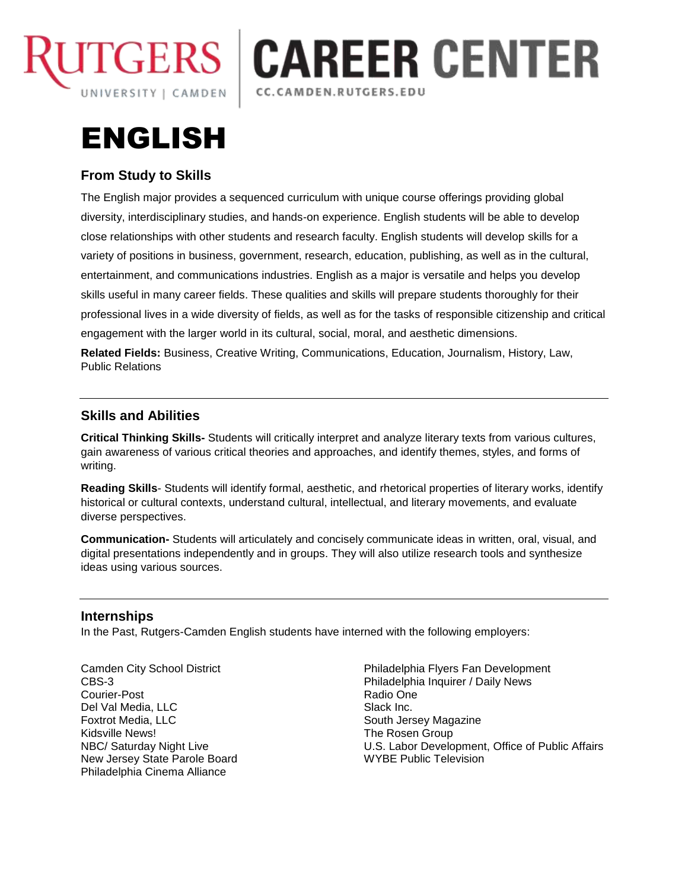# ENGLISH

## From Study to Skills

The English major provides a sequenced curriculum with unique course offerings providing global diversity, interdisciplinary studies, and hands-on experience. English students will be able to develop close relationships with other students and research faculty. English students will develop skills for a variety of positions in business, government, research, education, publishing, as well as in the cultural, entertainment, and communications industries. English as a major is versatile and helps you develop skills useful in many career fields. These qualities and skills will prepare students thoroughly for their professional lives in a wide diversity of fields, as well as for the tasks of responsible citizenship and critical engagement with the larger world in its cultural, social, moral, and aesthetic dimensions.

**Related Fields:** Business, Creative Writing, Communications, Education, Journalism, History, Law, Public Relations

---

## Skills and Abilities

**Critical Thinking Skills-** Students will critically interpret and analyze literary texts from various cultures, gain awareness of various critical theories and approaches, and identify themes, styles, and forms of writing.

**Reading Skills**- Students will identify formal, aesthetic, and rhetorical properties of literary works, identify historical or cultural contexts, understand cultural, intellectual, and literary movements, and evaluate diverse perspectives.

**Communication-** Students will articulately and concisely communicate ideas in written, oral, visual, and digital presentations independently and in groups. They will also utilize research tools and synthesize ideas using various sources.

---

## Internships

In the Past, Rutgers-Camden English students have interned with the following employers:

Camden City School District
CBS-3
Courier-Post
Del Val Media, LLC
Foxtrot Media, LLC
Kidsville News!
NBC/ Saturday Night Live
New Jersey State Parole Board
Philadelphia Cinema Alliance
Philadelphia Flyers Fan Development
Philadelphia Inquirer / Daily News
Radio One
Slack Inc.
South Jersey Magazine
The Rosen Group
U.S. Labor Development, Office of Public Affairs
WYBE Public Television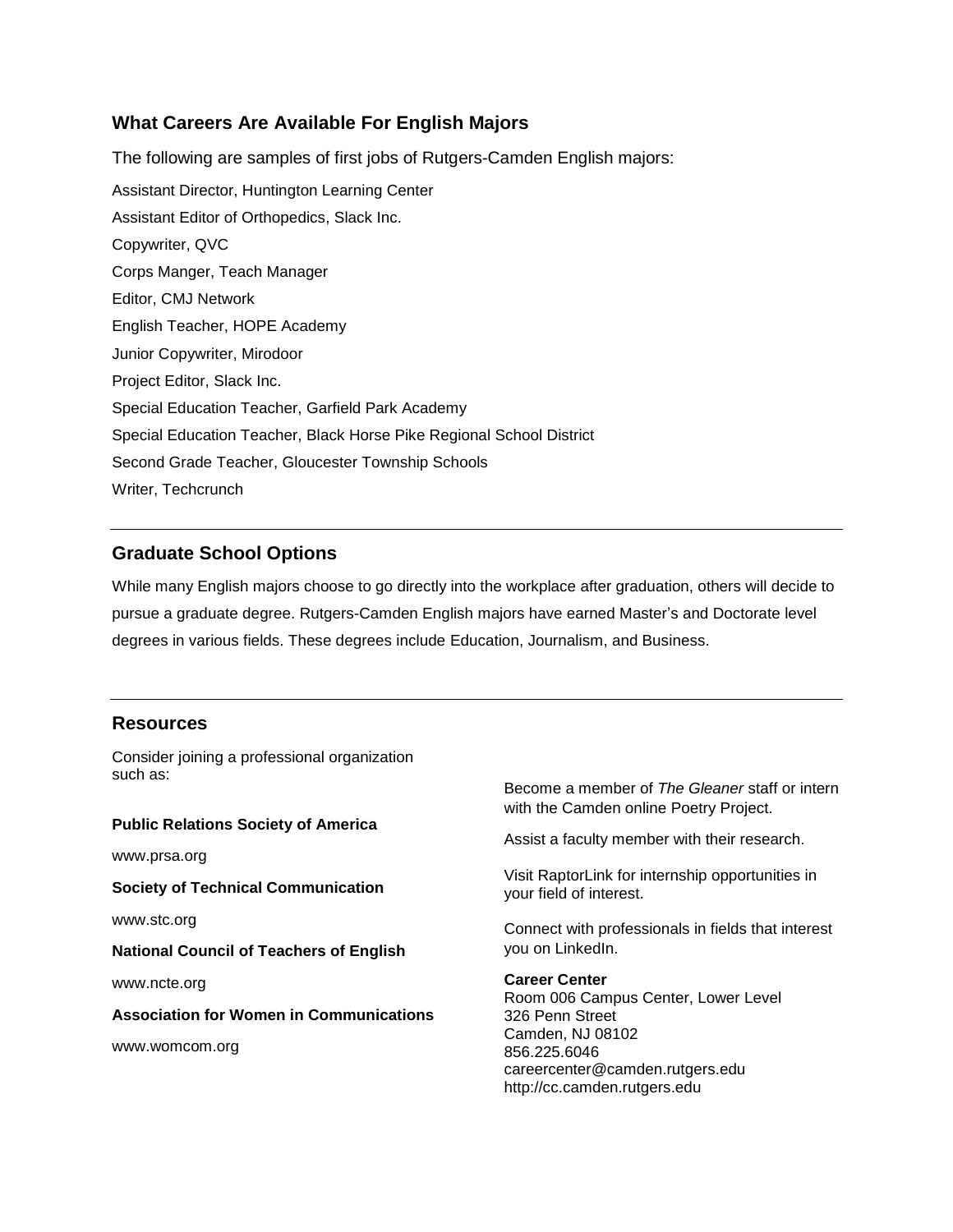## What Careers Are Available For English Majors

The following are samples of first jobs of Rutgers-Camden English majors:

Assistant Director, Huntington Learning Center

Assistant Editor of Orthopedics, Slack Inc.

Copywriter, QVC

Corps Manger, Teach Manager

Editor, CMJ Network

English Teacher, HOPE Academy

Junior Copywriter, Mirodoor

Project Editor, Slack Inc.

Special Education Teacher, Garfield Park Academy

Special Education Teacher, Black Horse Pike Regional School District

Second Grade Teacher, Gloucester Township Schools

Writer, Techcrunch

---

## Graduate School Options

While many English majors choose to go directly into the workplace after graduation, others will decide to pursue a graduate degree. Rutgers-Camden English majors have earned Master's and Doctorate level degrees in various fields. These degrees include Education, Journalism, and Business.

---

## Resources

Consider joining a professional organization such as:

**Public Relations Society of America**

www.prsa.org

**Society of Technical Communication**

www.stc.org

**National Council of Teachers of English**

www.ncte.org

**Association for Women in Communications**

www.womcom.org

Become a member of *The Gleaner* staff or intern with the Camden online Poetry Project.

Assist a faculty member with their research.

Visit RaptorLink for internship opportunities in your field of interest.

Connect with professionals in fields that interest you on LinkedIn.

**Career Center**
Room 006 Campus Center, Lower Level
326 Penn Street
Camden, NJ 08102
856.225.6046
careercenter@camden.rutgers.edu
http://cc.camden.rutgers.edu